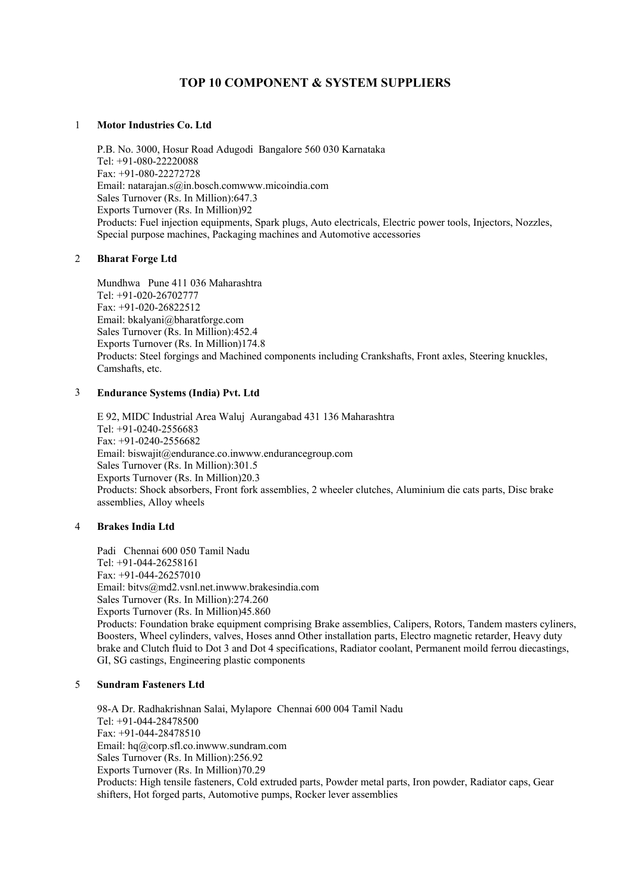# TOP 10 COMPONENT & SYSTEM SUPPLIERS

1 **Motor Industries Co. Ltd**

P.B. No. 3000, Hosur Road Adugodi Bangalore 560 030 Karnataka
Tel: +91-080-22220088
Fax: +91-080-22272728
Email: natarajan.s@in.bosch.comwww.micoindia.com
Sales Turnover (Rs. In Million):647.3
Exports Turnover (Rs. In Million)92
Products: Fuel injection equipments, Spark plugs, Auto electricals, Electric power tools, Injectors, Nozzles, Special purpose machines, Packaging machines and Automotive accessories

2 **Bharat Forge Ltd**

Mundhwa Pune 411 036 Maharashtra
Tel: +91-020-26702777
Fax: +91-020-26822512
Email: bkalyani@bharatforge.com
Sales Turnover (Rs. In Million):452.4
Exports Turnover (Rs. In Million)174.8
Products: Steel forgings and Machined components including Crankshafts, Front axles, Steering knuckles, Camshafts, etc.

3 **Endurance Systems (India) Pvt. Ltd**

E 92, MIDC Industrial Area Waluj Aurangabad 431 136 Maharashtra
Tel: +91-0240-2556683
Fax: +91-0240-2556682
Email: biswajit@endurance.co.inwww.endurancegroup.com
Sales Turnover (Rs. In Million):301.5
Exports Turnover (Rs. In Million)20.3
Products: Shock absorbers, Front fork assemblies, 2 wheeler clutches, Aluminium die cats parts, Disc brake assemblies, Alloy wheels

4 **Brakes India Ltd**

Padi Chennai 600 050 Tamil Nadu
Tel: +91-044-26258161
Fax: +91-044-26257010
Email: bitvs@md2.vsnl.net.inwww.brakesindia.com
Sales Turnover (Rs. In Million):274.260
Exports Turnover (Rs. In Million)45.860
Products: Foundation brake equipment comprising Brake assemblies, Calipers, Rotors, Tandem masters cyliners, Boosters, Wheel cylinders, valves, Hoses annd Other installation parts, Electro magnetic retarder, Heavy duty brake and Clutch fluid to Dot 3 and Dot 4 specifications, Radiator coolant, Permanent moild ferrou diecastings, GI, SG castings, Engineering plastic components

5 **Sundram Fasteners Ltd**

98-A Dr. Radhakrishnan Salai, Mylapore Chennai 600 004 Tamil Nadu
Tel: +91-044-28478500
Fax: +91-044-28478510
Email: hq@corp.sfl.co.inwww.sundram.com
Sales Turnover (Rs. In Million):256.92
Exports Turnover (Rs. In Million)70.29
Products: High tensile fasteners, Cold extruded parts, Powder metal parts, Iron powder, Radiator caps, Gear shifters, Hot forged parts, Automotive pumps, Rocker lever assemblies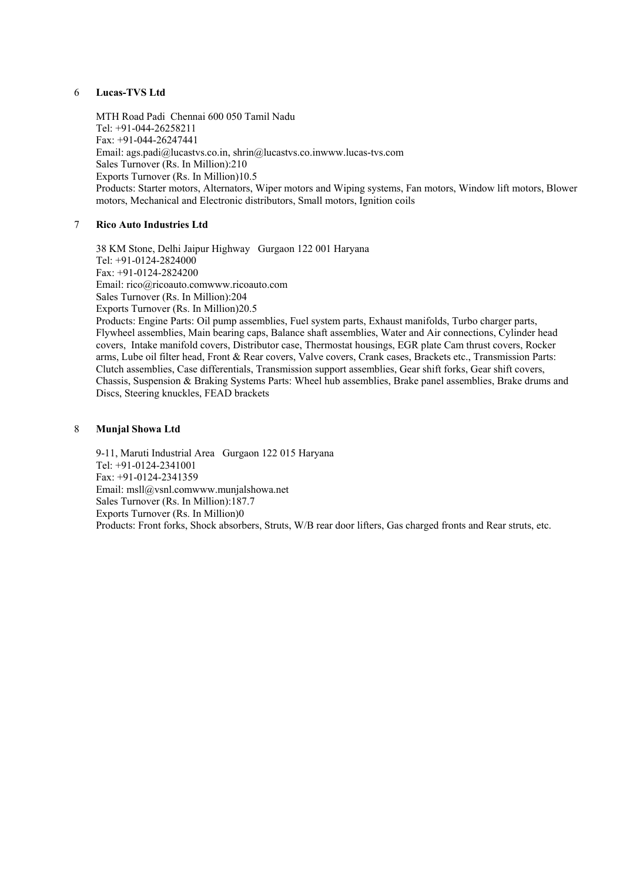6 **Lucas-TVS Ltd**

MTH Road Padi Chennai 600 050 Tamil Nadu
Tel: +91-044-26258211
Fax: +91-044-26247441
Email: ags.padi@lucastvs.co.in, shrin@lucastvs.co.inwww.lucas-tvs.com
Sales Turnover (Rs. In Million):210
Exports Turnover (Rs. In Million)10.5
Products: Starter motors, Alternators, Wiper motors and Wiping systems, Fan motors, Window lift motors, Blower motors, Mechanical and Electronic distributors, Small motors, Ignition coils

7 **Rico Auto Industries Ltd**

38 KM Stone, Delhi Jaipur Highway Gurgaon 122 001 Haryana
Tel: +91-0124-2824000
Fax: +91-0124-2824200
Email: rico@ricoauto.comwww.ricoauto.com
Sales Turnover (Rs. In Million):204
Exports Turnover (Rs. In Million)20.5
Products: Engine Parts: Oil pump assemblies, Fuel system parts, Exhaust manifolds, Turbo charger parts, Flywheel assemblies, Main bearing caps, Balance shaft assemblies, Water and Air connections, Cylinder head covers, Intake manifold covers, Distributor case, Thermostat housings, EGR plate Cam thrust covers, Rocker arms, Lube oil filter head, Front & Rear covers, Valve covers, Crank cases, Brackets etc., Transmission Parts: Clutch assemblies, Case differentials, Transmission support assemblies, Gear shift forks, Gear shift covers, Chassis, Suspension & Braking Systems Parts: Wheel hub assemblies, Brake panel assemblies, Brake drums and Discs, Steering knuckles, FEAD brackets

8 **Munjal Showa Ltd**

9-11, Maruti Industrial Area Gurgaon 122 015 Haryana
Tel: +91-0124-2341001
Fax: +91-0124-2341359
Email: msll@vsnl.comwww.munjalshowa.net
Sales Turnover (Rs. In Million):187.7
Exports Turnover (Rs. In Million)0
Products: Front forks, Shock absorbers, Struts, W/B rear door lifters, Gas charged fronts and Rear struts, etc.